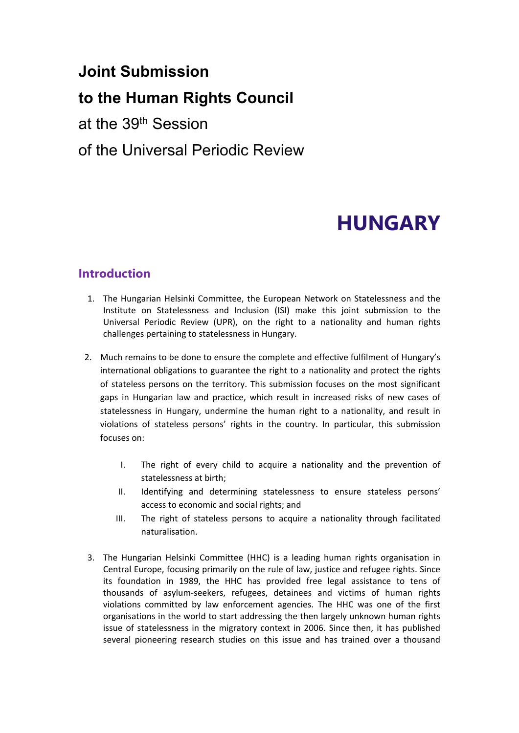# Joint Submission

# to the Human Rights Council

at the 39th Session

of the Universal Periodic Review

# HUNGARY

## Introduction

1. The Hungarian Helsinki Committee, the European Network on Statelessness and the Institute on Statelessness and Inclusion (ISI) make this joint submission to the Universal Periodic Review (UPR), on the right to a nationality and human rights challenges pertaining to statelessness in Hungary.

2. Much remains to be done to ensure the complete and effective fulfilment of Hungary's international obligations to guarantee the right to a nationality and protect the rights of stateless persons on the territory. This submission focuses on the most significant gaps in Hungarian law and practice, which result in increased risks of new cases of statelessness in Hungary, undermine the human right to a nationality, and result in violations of stateless persons' rights in the country. In particular, this submission focuses on:

   I. The right of every child to acquire a nationality and the prevention of statelessness at birth;

   II. Identifying and determining statelessness to ensure stateless persons' access to economic and social rights; and

   III. The right of stateless persons to acquire a nationality through facilitated naturalisation.

3. The Hungarian Helsinki Committee (HHC) is a leading human rights organisation in Central Europe, focusing primarily on the rule of law, justice and refugee rights. Since its foundation in 1989, the HHC has provided free legal assistance to tens of thousands of asylum-seekers, refugees, detainees and victims of human rights violations committed by law enforcement agencies. The HHC was one of the first organisations in the world to start addressing the then largely unknown human rights issue of statelessness in the migratory context in 2006. Since then, it has published several pioneering research studies on this issue and has trained over a thousand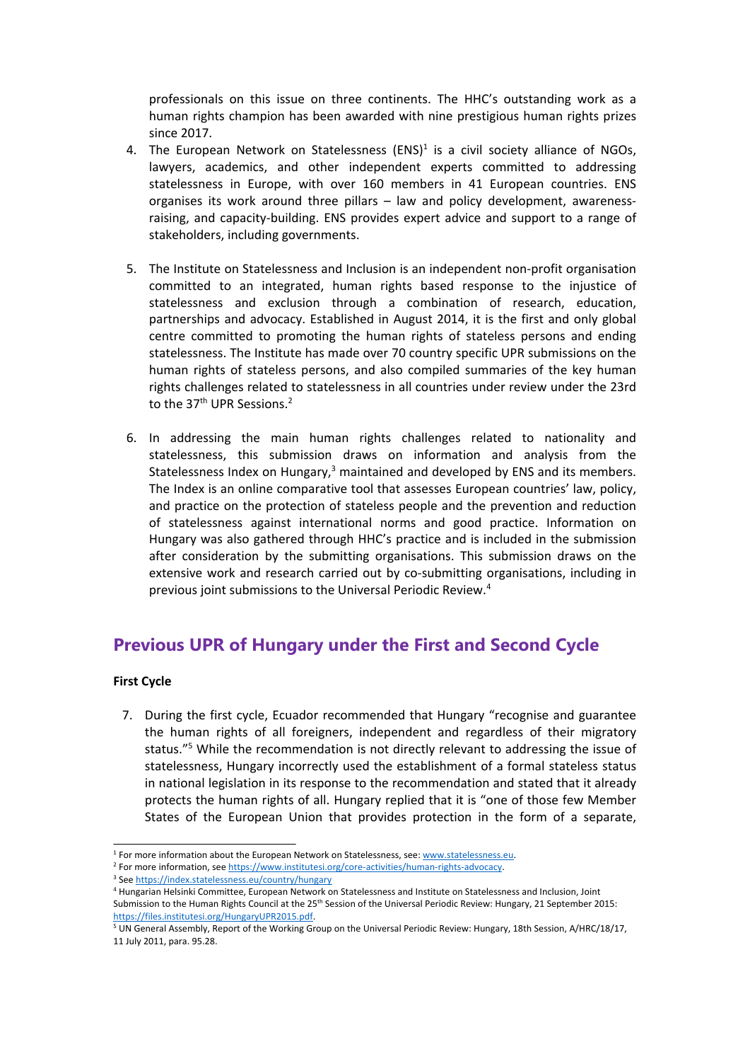professionals on this issue on three continents. The HHC's outstanding work as a human rights champion has been awarded with nine prestigious human rights prizes since 2017.

4. The European Network on Statelessness (ENS)[1] is a civil society alliance of NGOs, lawyers, academics, and other independent experts committed to addressing statelessness in Europe, with over 160 members in 41 European countries. ENS organises its work around three pillars – law and policy development, awareness-raising, and capacity-building. ENS provides expert advice and support to a range of stakeholders, including governments.

5. The Institute on Statelessness and Inclusion is an independent non-profit organisation committed to an integrated, human rights based response to the injustice of statelessness and exclusion through a combination of research, education, partnerships and advocacy. Established in August 2014, it is the first and only global centre committed to promoting the human rights of stateless persons and ending statelessness. The Institute has made over 70 country specific UPR submissions on the human rights of stateless persons, and also compiled summaries of the key human rights challenges related to statelessness in all countries under review under the 23rd to the 37th UPR Sessions.[2]

6. In addressing the main human rights challenges related to nationality and statelessness, this submission draws on information and analysis from the Statelessness Index on Hungary,[3] maintained and developed by ENS and its members. The Index is an online comparative tool that assesses European countries' law, policy, and practice on the protection of stateless people and the prevention and reduction of statelessness against international norms and good practice. Information on Hungary was also gathered through HHC's practice and is included in the submission after consideration by the submitting organisations. This submission draws on the extensive work and research carried out by co-submitting organisations, including in previous joint submissions to the Universal Periodic Review.[4]

## Previous UPR of Hungary under the First and Second Cycle

**First Cycle**

7. During the first cycle, Ecuador recommended that Hungary "recognise and guarantee the human rights of all foreigners, independent and regardless of their migratory status."[5] While the recommendation is not directly relevant to addressing the issue of statelessness, Hungary incorrectly used the establishment of a formal stateless status in national legislation in its response to the recommendation and stated that it already protects the human rights of all. Hungary replied that it is "one of those few Member States of the European Union that provides protection in the form of a separate,

---

[1] For more information about the European Network on Statelessness, see: www.statelessness.eu.

[2] For more information, see https://www.institutesi.org/core-activities/human-rights-advocacy.

[3] See https://index.statelessness.eu/country/hungary

[4] Hungarian Helsinki Committee, European Network on Statelessness and Institute on Statelessness and Inclusion, Joint Submission to the Human Rights Council at the 25th Session of the Universal Periodic Review: Hungary, 21 September 2015: https://files.institutesi.org/HungaryUPR2015.pdf.

[5] UN General Assembly, Report of the Working Group on the Universal Periodic Review: Hungary, 18th Session, A/HRC/18/17, 11 July 2011, para. 95.28.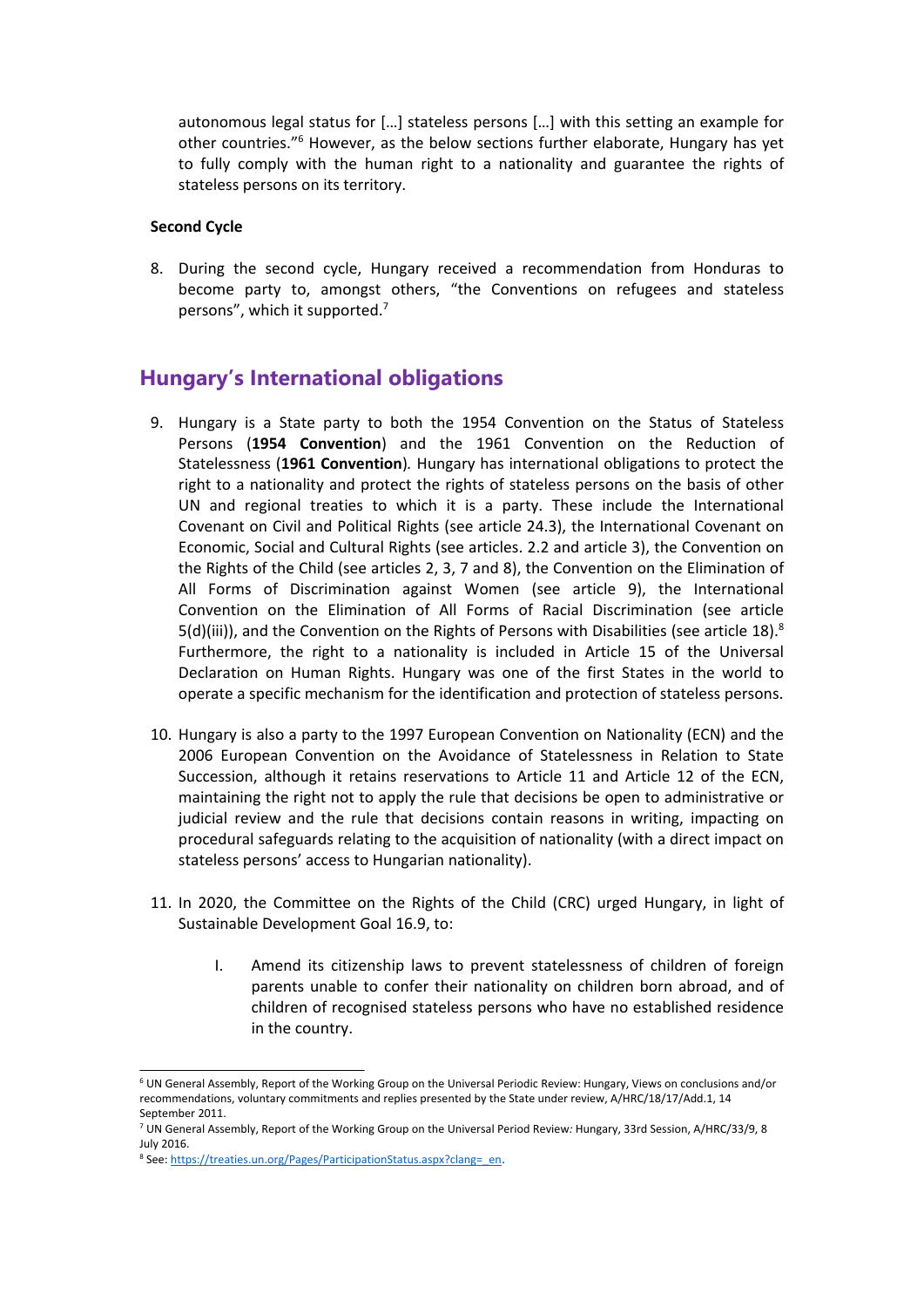autonomous legal status for […] stateless persons […] with this setting an example for other countries."[6] However, as the below sections further elaborate, Hungary has yet to fully comply with the human right to a nationality and guarantee the rights of stateless persons on its territory.

**Second Cycle**

8. During the second cycle, Hungary received a recommendation from Honduras to become party to, amongst others, "the Conventions on refugees and stateless persons", which it supported.[7]

## Hungary's International obligations

9. Hungary is a State party to both the 1954 Convention on the Status of Stateless Persons (**1954 Convention**) and the 1961 Convention on the Reduction of Statelessness (**1961 Convention**). Hungary has international obligations to protect the right to a nationality and protect the rights of stateless persons on the basis of other UN and regional treaties to which it is a party. These include the International Covenant on Civil and Political Rights (see article 24.3), the International Covenant on Economic, Social and Cultural Rights (see articles. 2.2 and article 3), the Convention on the Rights of the Child (see articles 2, 3, 7 and 8), the Convention on the Elimination of All Forms of Discrimination against Women (see article 9), the International Convention on the Elimination of All Forms of Racial Discrimination (see article 5(d)(iii)), and the Convention on the Rights of Persons with Disabilities (see article 18).[8] Furthermore, the right to a nationality is included in Article 15 of the Universal Declaration on Human Rights. Hungary was one of the first States in the world to operate a specific mechanism for the identification and protection of stateless persons.

10. Hungary is also a party to the 1997 European Convention on Nationality (ECN) and the 2006 European Convention on the Avoidance of Statelessness in Relation to State Succession, although it retains reservations to Article 11 and Article 12 of the ECN, maintaining the right not to apply the rule that decisions be open to administrative or judicial review and the rule that decisions contain reasons in writing, impacting on procedural safeguards relating to the acquisition of nationality (with a direct impact on stateless persons' access to Hungarian nationality).

11. In 2020, the Committee on the Rights of the Child (CRC) urged Hungary, in light of Sustainable Development Goal 16.9, to:

    I. Amend its citizenship laws to prevent statelessness of children of foreign parents unable to confer their nationality on children born abroad, and of children of recognised stateless persons who have no established residence in the country.

---

[6] UN General Assembly, Report of the Working Group on the Universal Periodic Review: Hungary, Views on conclusions and/or recommendations, voluntary commitments and replies presented by the State under review, A/HRC/18/17/Add.1, 14 September 2011.

[7] UN General Assembly, Report of the Working Group on the Universal Period Review*:* Hungary, 33rd Session, A/HRC/33/9, 8 July 2016.

[8] See: https://treaties.un.org/Pages/ParticipationStatus.aspx?clang=_en.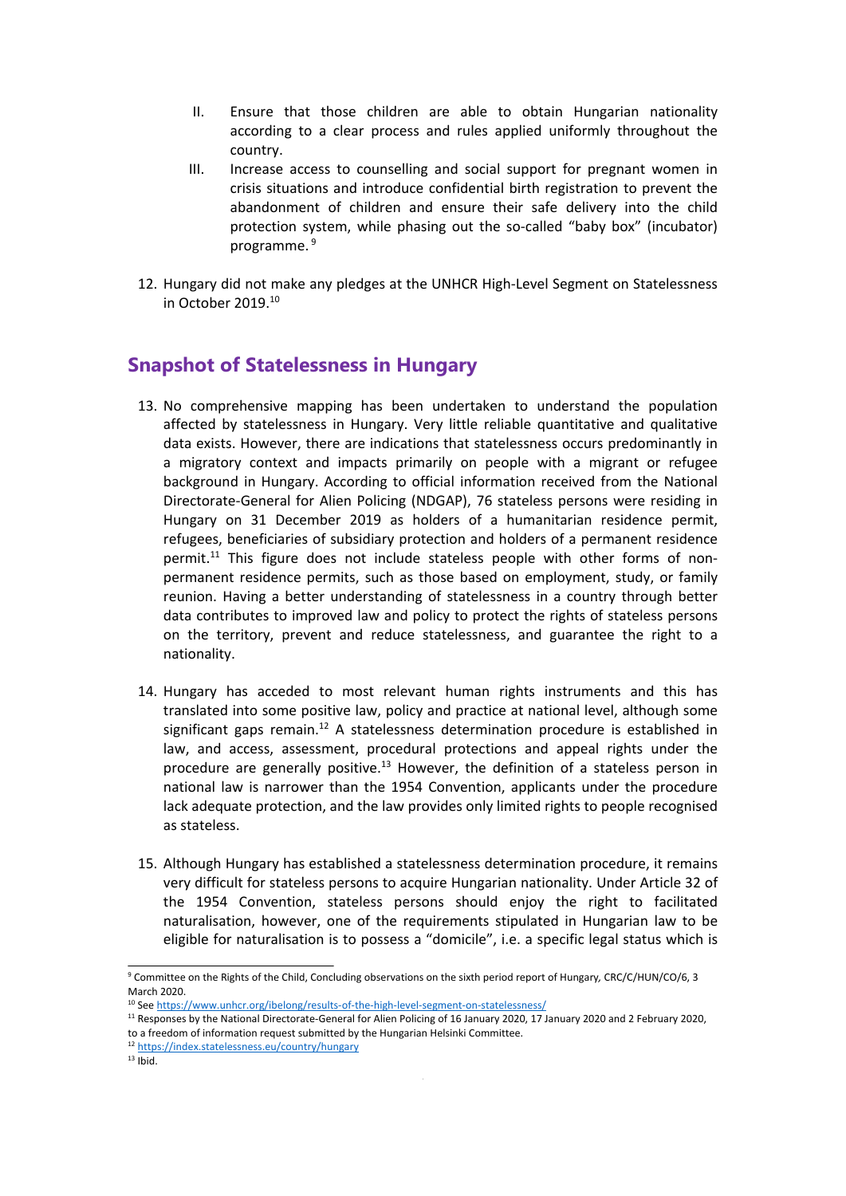II. Ensure that those children are able to obtain Hungarian nationality according to a clear process and rules applied uniformly throughout the country.

III. Increase access to counselling and social support for pregnant women in crisis situations and introduce confidential birth registration to prevent the abandonment of children and ensure their safe delivery into the child protection system, while phasing out the so-called "baby box" (incubator) programme.[9]

12. Hungary did not make any pledges at the UNHCR High-Level Segment on Statelessness in October 2019.[10]

## Snapshot of Statelessness in Hungary

13. No comprehensive mapping has been undertaken to understand the population affected by statelessness in Hungary. Very little reliable quantitative and qualitative data exists. However, there are indications that statelessness occurs predominantly in a migratory context and impacts primarily on people with a migrant or refugee background in Hungary. According to official information received from the National Directorate-General for Alien Policing (NDGAP), 76 stateless persons were residing in Hungary on 31 December 2019 as holders of a humanitarian residence permit, refugees, beneficiaries of subsidiary protection and holders of a permanent residence permit.[11] This figure does not include stateless people with other forms of non-permanent residence permits, such as those based on employment, study, or family reunion. Having a better understanding of statelessness in a country through better data contributes to improved law and policy to protect the rights of stateless persons on the territory, prevent and reduce statelessness, and guarantee the right to a nationality.

14. Hungary has acceded to most relevant human rights instruments and this has translated into some positive law, policy and practice at national level, although some significant gaps remain.[12] A statelessness determination procedure is established in law, and access, assessment, procedural protections and appeal rights under the procedure are generally positive.[13] However, the definition of a stateless person in national law is narrower than the 1954 Convention, applicants under the procedure lack adequate protection, and the law provides only limited rights to people recognised as stateless.

15. Although Hungary has established a statelessness determination procedure, it remains very difficult for stateless persons to acquire Hungarian nationality. Under Article 32 of the 1954 Convention, stateless persons should enjoy the right to facilitated naturalisation, however, one of the requirements stipulated in Hungarian law to be eligible for naturalisation is to possess a "domicile", i.e. a specific legal status which is

---

[9] Committee on the Rights of the Child, Concluding observations on the sixth period report of Hungary, CRC/C/HUN/CO/6, 3 March 2020.

[10] See https://www.unhcr.org/ibelong/results-of-the-high-level-segment-on-statelessness/

[11] Responses by the National Directorate-General for Alien Policing of 16 January 2020, 17 January 2020 and 2 February 2020, to a freedom of information request submitted by the Hungarian Helsinki Committee.

[12] https://index.statelessness.eu/country/hungary

[13] Ibid.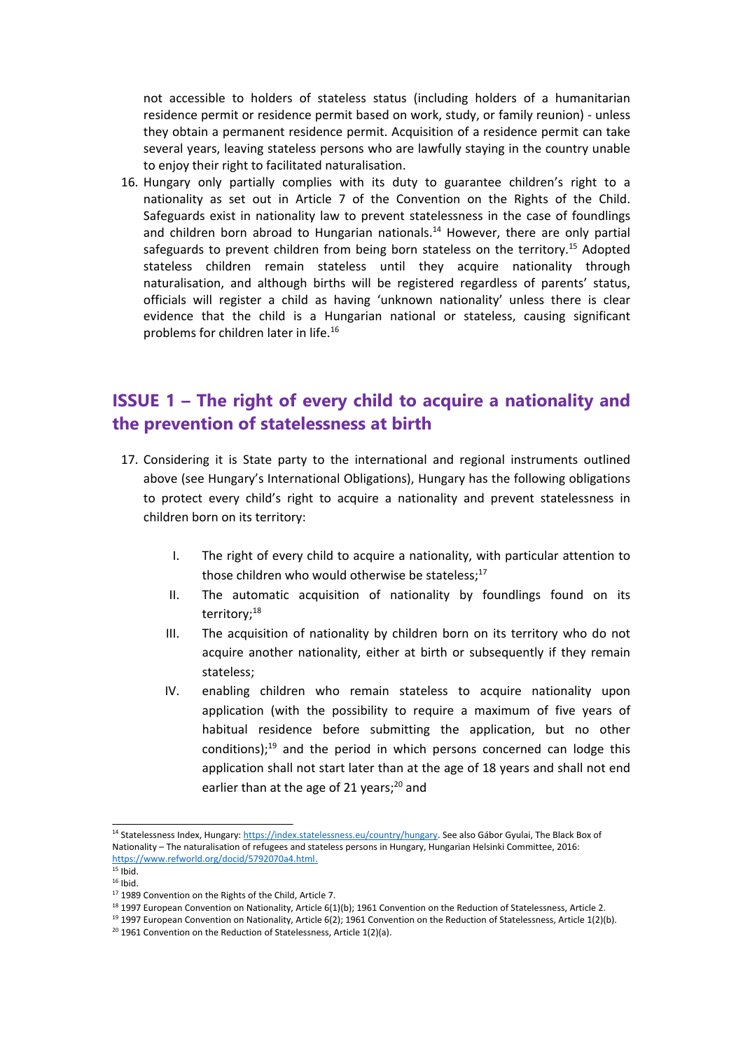not accessible to holders of stateless status (including holders of a humanitarian residence permit or residence permit based on work, study, or family reunion) - unless they obtain a permanent residence permit. Acquisition of a residence permit can take several years, leaving stateless persons who are lawfully staying in the country unable to enjoy their right to facilitated naturalisation.

16. Hungary only partially complies with its duty to guarantee children's right to a nationality as set out in Article 7 of the Convention on the Rights of the Child. Safeguards exist in nationality law to prevent statelessness in the case of foundlings and children born abroad to Hungarian nationals.[14] However, there are only partial safeguards to prevent children from being born stateless on the territory.[15] Adopted stateless children remain stateless until they acquire nationality through naturalisation, and although births will be registered regardless of parents' status, officials will register a child as having 'unknown nationality' unless there is clear evidence that the child is a Hungarian national or stateless, causing significant problems for children later in life.[16]

## ISSUE 1 – The right of every child to acquire a nationality and the prevention of statelessness at birth

17. Considering it is State party to the international and regional instruments outlined above (see Hungary's International Obligations), Hungary has the following obligations to protect every child's right to acquire a nationality and prevent statelessness in children born on its territory:

    I. The right of every child to acquire a nationality, with particular attention to those children who would otherwise be stateless;[17]

    II. The automatic acquisition of nationality by foundlings found on its territory;[18]

    III. The acquisition of nationality by children born on its territory who do not acquire another nationality, either at birth or subsequently if they remain stateless;

    IV. enabling children who remain stateless to acquire nationality upon application (with the possibility to require a maximum of five years of habitual residence before submitting the application, but no other conditions);[19] and the period in which persons concerned can lodge this application shall not start later than at the age of 18 years and shall not end earlier than at the age of 21 years;[20] and

---

[14] Statelessness Index, Hungary: https://index.statelessness.eu/country/hungary. See also Gábor Gyulai, The Black Box of Nationality – The naturalisation of refugees and stateless persons in Hungary, Hungarian Helsinki Committee, 2016: https://www.refworld.org/docid/5792070a4.html.

[15] Ibid.

[16] Ibid.

[17] 1989 Convention on the Rights of the Child, Article 7.

[18] 1997 European Convention on Nationality, Article 6(1)(b); 1961 Convention on the Reduction of Statelessness, Article 2.

[19] 1997 European Convention on Nationality, Article 6(2); 1961 Convention on the Reduction of Statelessness, Article 1(2)(b).

[20] 1961 Convention on the Reduction of Statelessness, Article 1(2)(a).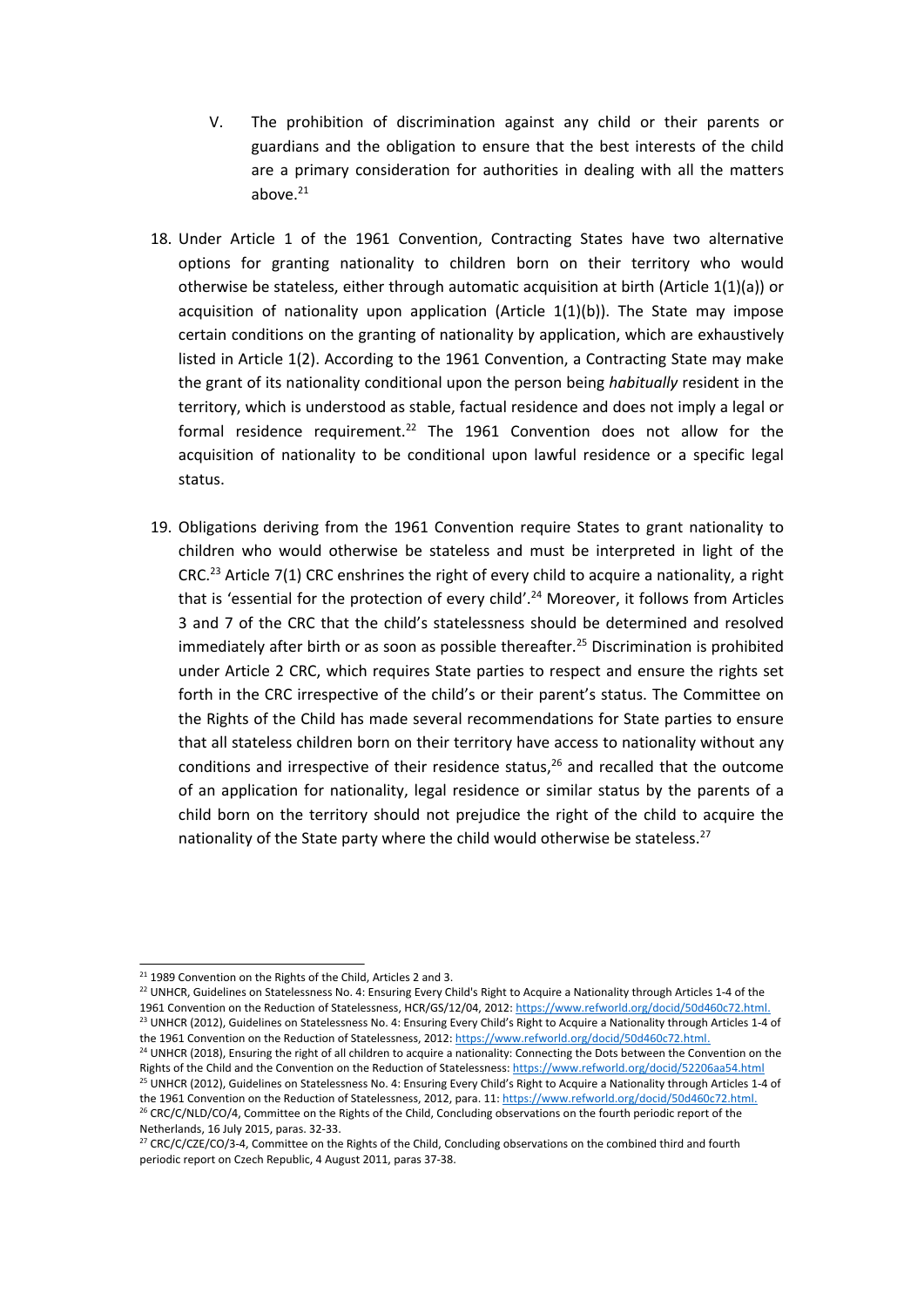V. The prohibition of discrimination against any child or their parents or guardians and the obligation to ensure that the best interests of the child are a primary consideration for authorities in dealing with all the matters above.[21]

18. Under Article 1 of the 1961 Convention, Contracting States have two alternative options for granting nationality to children born on their territory who would otherwise be stateless, either through automatic acquisition at birth (Article 1(1)(a)) or acquisition of nationality upon application (Article 1(1)(b)). The State may impose certain conditions on the granting of nationality by application, which are exhaustively listed in Article 1(2). According to the 1961 Convention, a Contracting State may make the grant of its nationality conditional upon the person being *habitually* resident in the territory, which is understood as stable, factual residence and does not imply a legal or formal residence requirement.[22] The 1961 Convention does not allow for the acquisition of nationality to be conditional upon lawful residence or a specific legal status.

19. Obligations deriving from the 1961 Convention require States to grant nationality to children who would otherwise be stateless and must be interpreted in light of the CRC.[23] Article 7(1) CRC enshrines the right of every child to acquire a nationality, a right that is 'essential for the protection of every child'.[24] Moreover, it follows from Articles 3 and 7 of the CRC that the child's statelessness should be determined and resolved immediately after birth or as soon as possible thereafter.[25] Discrimination is prohibited under Article 2 CRC, which requires State parties to respect and ensure the rights set forth in the CRC irrespective of the child's or their parent's status. The Committee on the Rights of the Child has made several recommendations for State parties to ensure that all stateless children born on their territory have access to nationality without any conditions and irrespective of their residence status,[26] and recalled that the outcome of an application for nationality, legal residence or similar status by the parents of a child born on the territory should not prejudice the right of the child to acquire the nationality of the State party where the child would otherwise be stateless.[27]

---

[21] 1989 Convention on the Rights of the Child, Articles 2 and 3.

[22] UNHCR, Guidelines on Statelessness No. 4: Ensuring Every Child's Right to Acquire a Nationality through Articles 1-4 of the 1961 Convention on the Reduction of Statelessness, HCR/GS/12/04, 2012: https://www.refworld.org/docid/50d460c72.html.

[23] UNHCR (2012), Guidelines on Statelessness No. 4: Ensuring Every Child's Right to Acquire a Nationality through Articles 1-4 of the 1961 Convention on the Reduction of Statelessness, 2012: https://www.refworld.org/docid/50d460c72.html.

[24] UNHCR (2018), Ensuring the right of all children to acquire a nationality: Connecting the Dots between the Convention on the Rights of the Child and the Convention on the Reduction of Statelessness: https://www.refworld.org/docid/52206aa54.html

[25] UNHCR (2012), Guidelines on Statelessness No. 4: Ensuring Every Child's Right to Acquire a Nationality through Articles 1-4 of the 1961 Convention on the Reduction of Statelessness, 2012, para. 11: https://www.refworld.org/docid/50d460c72.html.

[26] CRC/C/NLD/CO/4, Committee on the Rights of the Child, Concluding observations on the fourth periodic report of the Netherlands, 16 July 2015, paras. 32-33.

[27] CRC/C/CZE/CO/3-4, Committee on the Rights of the Child, Concluding observations on the combined third and fourth periodic report on Czech Republic, 4 August 2011, paras 37-38.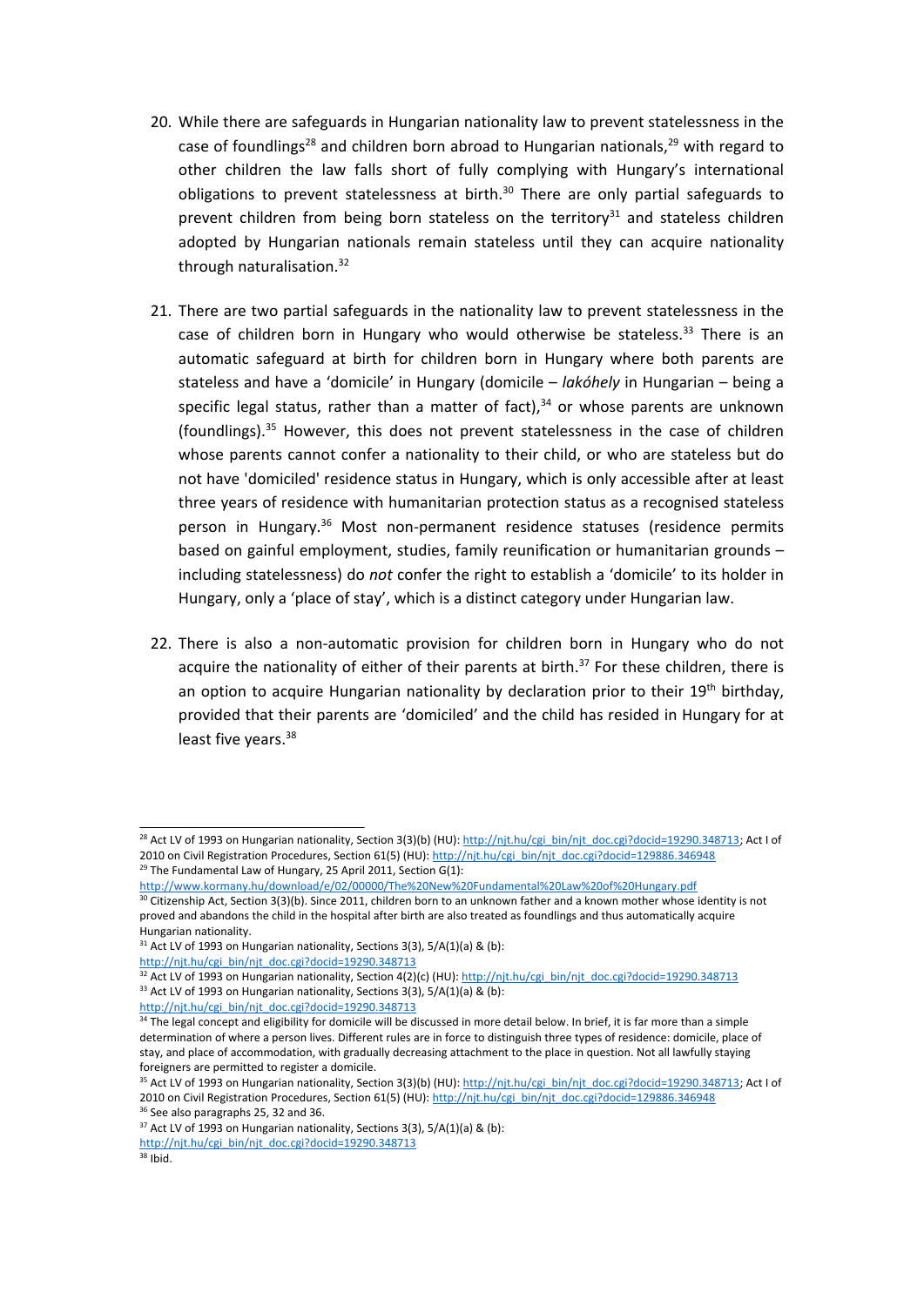20. While there are safeguards in Hungarian nationality law to prevent statelessness in the case of foundlings[28] and children born abroad to Hungarian nationals,[29] with regard to other children the law falls short of fully complying with Hungary's international obligations to prevent statelessness at birth.[30] There are only partial safeguards to prevent children from being born stateless on the territory[31] and stateless children adopted by Hungarian nationals remain stateless until they can acquire nationality through naturalisation.[32]

21. There are two partial safeguards in the nationality law to prevent statelessness in the case of children born in Hungary who would otherwise be stateless.[33] There is an automatic safeguard at birth for children born in Hungary where both parents are stateless and have a 'domicile' in Hungary (domicile – *lakóhely* in Hungarian – being a specific legal status, rather than a matter of fact),[34] or whose parents are unknown (foundlings).[35] However, this does not prevent statelessness in the case of children whose parents cannot confer a nationality to their child, or who are stateless but do not have 'domiciled' residence status in Hungary, which is only accessible after at least three years of residence with humanitarian protection status as a recognised stateless person in Hungary.[36] Most non-permanent residence statuses (residence permits based on gainful employment, studies, family reunification or humanitarian grounds – including statelessness) do *not* confer the right to establish a 'domicile' to its holder in Hungary, only a 'place of stay', which is a distinct category under Hungarian law.

22. There is also a non-automatic provision for children born in Hungary who do not acquire the nationality of either of their parents at birth.[37] For these children, there is an option to acquire Hungarian nationality by declaration prior to their 19th birthday, provided that their parents are 'domiciled' and the child has resided in Hungary for at least five years.[38]

---

[28] Act LV of 1993 on Hungarian nationality, Section 3(3)(b) (HU): http://njt.hu/cgi_bin/njt_doc.cgi?docid=19290.348713; Act I of 2010 on Civil Registration Procedures, Section 61(5) (HU): http://njt.hu/cgi_bin/njt_doc.cgi?docid=129886.346948

[29] The Fundamental Law of Hungary, 25 April 2011, Section G(1): http://www.kormany.hu/download/e/02/00000/The%20New%20Fundamental%20Law%20of%20Hungary.pdf

[30] Citizenship Act, Section 3(3)(b). Since 2011, children born to an unknown father and a known mother whose identity is not proved and abandons the child in the hospital after birth are also treated as foundlings and thus automatically acquire Hungarian nationality.

[31] Act LV of 1993 on Hungarian nationality, Sections 3(3), 5/A(1)(a) & (b): http://njt.hu/cgi_bin/njt_doc.cgi?docid=19290.348713

[32] Act LV of 1993 on Hungarian nationality, Section 4(2)(c) (HU): http://njt.hu/cgi_bin/njt_doc.cgi?docid=19290.348713

[33] Act LV of 1993 on Hungarian nationality, Sections 3(3), 5/A(1)(a) & (b): http://njt.hu/cgi_bin/njt_doc.cgi?docid=19290.348713

[34] The legal concept and eligibility for domicile will be discussed in more detail below. In brief, it is far more than a simple determination of where a person lives. Different rules are in force to distinguish three types of residence: domicile, place of stay, and place of accommodation, with gradually decreasing attachment to the place in question. Not all lawfully staying foreigners are permitted to register a domicile.

[35] Act LV of 1993 on Hungarian nationality, Section 3(3)(b) (HU): http://njt.hu/cgi_bin/njt_doc.cgi?docid=19290.348713; Act I of 2010 on Civil Registration Procedures, Section 61(5) (HU): http://njt.hu/cgi_bin/njt_doc.cgi?docid=129886.346948

[36] See also paragraphs 25, 32 and 36.

[37] Act LV of 1993 on Hungarian nationality, Sections 3(3), 5/A(1)(a) & (b): http://njt.hu/cgi_bin/njt_doc.cgi?docid=19290.348713

[38] Ibid.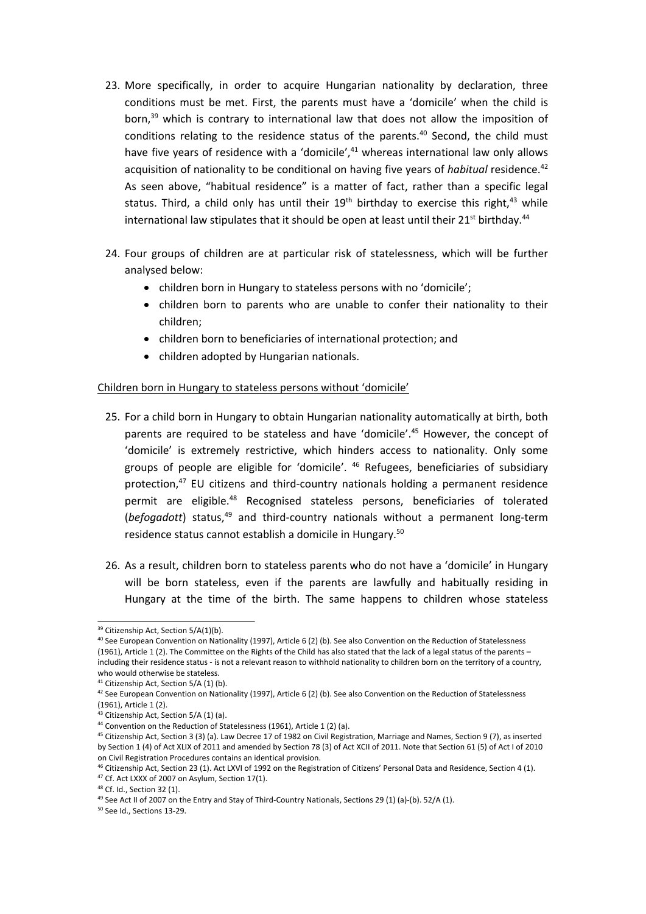23. More specifically, in order to acquire Hungarian nationality by declaration, three conditions must be met. First, the parents must have a 'domicile' when the child is born,[39] which is contrary to international law that does not allow the imposition of conditions relating to the residence status of the parents.[40] Second, the child must have five years of residence with a 'domicile',[41] whereas international law only allows acquisition of nationality to be conditional on having five years of *habitual* residence.[42] As seen above, "habitual residence" is a matter of fact, rather than a specific legal status. Third, a child only has until their 19[th] birthday to exercise this right,[43] while international law stipulates that it should be open at least until their 21[st] birthday.[44]

24. Four groups of children are at particular risk of statelessness, which will be further analysed below:
    - children born in Hungary to stateless persons with no 'domicile';
    - children born to parents who are unable to confer their nationality to their children;
    - children born to beneficiaries of international protection; and
    - children adopted by Hungarian nationals.

Children born in Hungary to stateless persons without 'domicile'

25. For a child born in Hungary to obtain Hungarian nationality automatically at birth, both parents are required to be stateless and have 'domicile'.[45] However, the concept of 'domicile' is extremely restrictive, which hinders access to nationality. Only some groups of people are eligible for 'domicile'. [46] Refugees, beneficiaries of subsidiary protection,[47] EU citizens and third-country nationals holding a permanent residence permit are eligible.[48] Recognised stateless persons, beneficiaries of tolerated (*befogadott*) status,[49] and third-country nationals without a permanent long-term residence status cannot establish a domicile in Hungary.[50]

26. As a result, children born to stateless parents who do not have a 'domicile' in Hungary will be born stateless, even if the parents are lawfully and habitually residing in Hungary at the time of the birth. The same happens to children whose stateless

---

[39] Citizenship Act, Section 5/A(1)(b).

[40] See European Convention on Nationality (1997), Article 6 (2) (b). See also Convention on the Reduction of Statelessness (1961), Article 1 (2). The Committee on the Rights of the Child has also stated that the lack of a legal status of the parents – including their residence status - is not a relevant reason to withhold nationality to children born on the territory of a country, who would otherwise be stateless.

[41] Citizenship Act, Section 5/A (1) (b).

[42] See European Convention on Nationality (1997), Article 6 (2) (b). See also Convention on the Reduction of Statelessness (1961), Article 1 (2).

[43] Citizenship Act, Section 5/A (1) (a).

[44] Convention on the Reduction of Statelessness (1961), Article 1 (2) (a).

[45] Citizenship Act, Section 3 (3) (a). Law Decree 17 of 1982 on Civil Registration, Marriage and Names, Section 9 (7), as inserted by Section 1 (4) of Act XLIX of 2011 and amended by Section 78 (3) of Act XCII of 2011. Note that Section 61 (5) of Act I of 2010 on Civil Registration Procedures contains an identical provision.

[46] Citizenship Act, Section 23 (1). Act LXVI of 1992 on the Registration of Citizens' Personal Data and Residence, Section 4 (1).

[47] Cf. Act LXXX of 2007 on Asylum, Section 17(1).

[48] Cf. Id., Section 32 (1).

[49] See Act II of 2007 on the Entry and Stay of Third-Country Nationals, Sections 29 (1) (a)-(b). 52/A (1).

[50] See Id., Sections 13-29.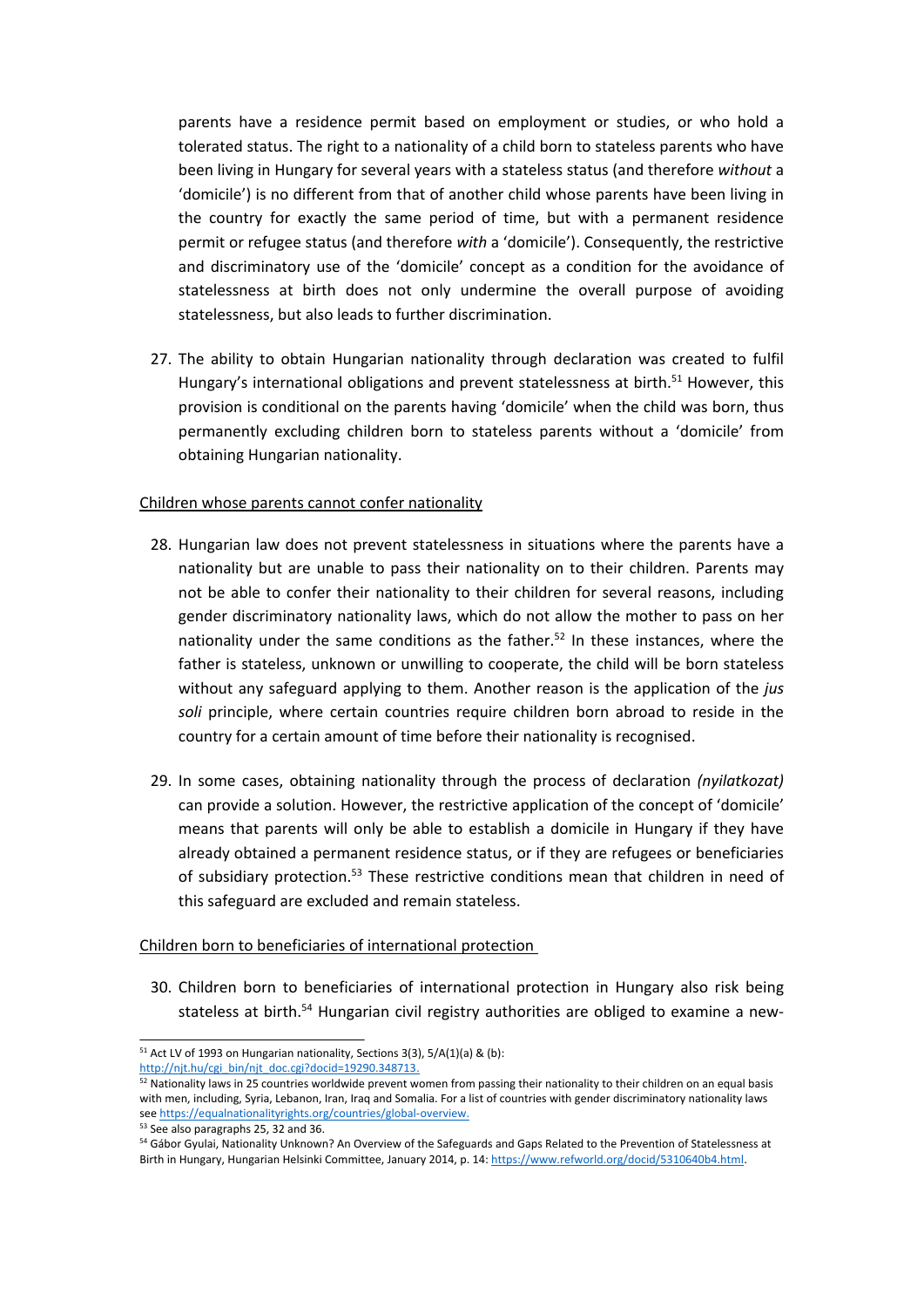parents have a residence permit based on employment or studies, or who hold a tolerated status. The right to a nationality of a child born to stateless parents who have been living in Hungary for several years with a stateless status (and therefore *without* a 'domicile') is no different from that of another child whose parents have been living in the country for exactly the same period of time, but with a permanent residence permit or refugee status (and therefore *with* a 'domicile'). Consequently, the restrictive and discriminatory use of the 'domicile' concept as a condition for the avoidance of statelessness at birth does not only undermine the overall purpose of avoiding statelessness, but also leads to further discrimination.

27. The ability to obtain Hungarian nationality through declaration was created to fulfil Hungary's international obligations and prevent statelessness at birth.[51] However, this provision is conditional on the parents having 'domicile' when the child was born, thus permanently excluding children born to stateless parents without a 'domicile' from obtaining Hungarian nationality.

<u>Children whose parents cannot confer nationality</u>

28. Hungarian law does not prevent statelessness in situations where the parents have a nationality but are unable to pass their nationality on to their children. Parents may not be able to confer their nationality to their children for several reasons, including gender discriminatory nationality laws, which do not allow the mother to pass on her nationality under the same conditions as the father.[52] In these instances, where the father is stateless, unknown or unwilling to cooperate, the child will be born stateless without any safeguard applying to them. Another reason is the application of the *jus soli* principle, where certain countries require children born abroad to reside in the country for a certain amount of time before their nationality is recognised.

29. In some cases, obtaining nationality through the process of declaration *(nyilatkozat)* can provide a solution. However, the restrictive application of the concept of 'domicile' means that parents will only be able to establish a domicile in Hungary if they have already obtained a permanent residence status, or if they are refugees or beneficiaries of subsidiary protection.[53] These restrictive conditions mean that children in need of this safeguard are excluded and remain stateless.

<u>Children born to beneficiaries of international protection</u>

30. Children born to beneficiaries of international protection in Hungary also risk being stateless at birth.[54] Hungarian civil registry authorities are obliged to examine a new-

---

[51] Act LV of 1993 on Hungarian nationality, Sections 3(3), 5/A(1)(a) & (b): http://njt.hu/cgi_bin/njt_doc.cgi?docid=19290.348713.

[52] Nationality laws in 25 countries worldwide prevent women from passing their nationality to their children on an equal basis with men, including, Syria, Lebanon, Iran, Iraq and Somalia. For a list of countries with gender discriminatory nationality laws see https://equalnationalityrights.org/countries/global-overview.

[53] See also paragraphs 25, 32 and 36.

[54] Gábor Gyulai, Nationality Unknown? An Overview of the Safeguards and Gaps Related to the Prevention of Statelessness at Birth in Hungary, Hungarian Helsinki Committee, January 2014, p. 14: https://www.refworld.org/docid/5310640b4.html.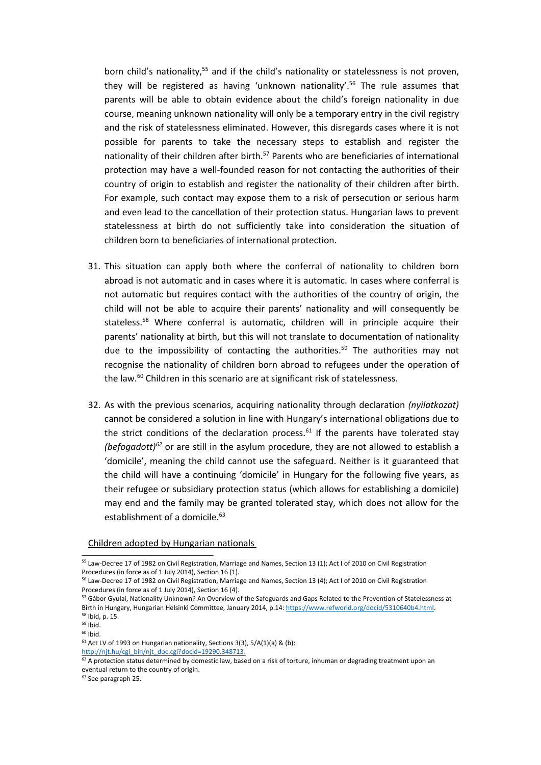born child's nationality,[55] and if the child's nationality or statelessness is not proven, they will be registered as having 'unknown nationality'.[56] The rule assumes that parents will be able to obtain evidence about the child's foreign nationality in due course, meaning unknown nationality will only be a temporary entry in the civil registry and the risk of statelessness eliminated. However, this disregards cases where it is not possible for parents to take the necessary steps to establish and register the nationality of their children after birth.[57] Parents who are beneficiaries of international protection may have a well-founded reason for not contacting the authorities of their country of origin to establish and register the nationality of their children after birth. For example, such contact may expose them to a risk of persecution or serious harm and even lead to the cancellation of their protection status. Hungarian laws to prevent statelessness at birth do not sufficiently take into consideration the situation of children born to beneficiaries of international protection.

31. This situation can apply both where the conferral of nationality to children born abroad is not automatic and in cases where it is automatic. In cases where conferral is not automatic but requires contact with the authorities of the country of origin, the child will not be able to acquire their parents' nationality and will consequently be stateless.[58] Where conferral is automatic, children will in principle acquire their parents' nationality at birth, but this will not translate to documentation of nationality due to the impossibility of contacting the authorities.[59] The authorities may not recognise the nationality of children born abroad to refugees under the operation of the law.[60] Children in this scenario are at significant risk of statelessness.

32. As with the previous scenarios, acquiring nationality through declaration *(nyilatkozat)* cannot be considered a solution in line with Hungary's international obligations due to the strict conditions of the declaration process.[61] If the parents have tolerated stay *(befogadott)*[62] or are still in the asylum procedure, they are not allowed to establish a 'domicile', meaning the child cannot use the safeguard. Neither is it guaranteed that the child will have a continuing 'domicile' in Hungary for the following five years, as their refugee or subsidiary protection status (which allows for establishing a domicile) may end and the family may be granted tolerated stay, which does not allow for the establishment of a domicile.[63]

Children adopted by Hungarian nationals

---

[55] Law-Decree 17 of 1982 on Civil Registration, Marriage and Names, Section 13 (1); Act I of 2010 on Civil Registration Procedures (in force as of 1 July 2014), Section 16 (1).

[56] Law-Decree 17 of 1982 on Civil Registration, Marriage and Names, Section 13 (4); Act I of 2010 on Civil Registration Procedures (in force as of 1 July 2014), Section 16 (4).

[57] Gábor Gyulai, Nationality Unknown? An Overview of the Safeguards and Gaps Related to the Prevention of Statelessness at Birth in Hungary, Hungarian Helsinki Committee, January 2014, p.14: https://www.refworld.org/docid/5310640b4.html.

[58] Ibid, p. 15.

[59] Ibid.

[60] Ibid.

[61] Act LV of 1993 on Hungarian nationality, Sections 3(3), 5/A(1)(a) & (b): http://njt.hu/cgi_bin/njt_doc.cgi?docid=19290.348713.

[62] A protection status determined by domestic law, based on a risk of torture, inhuman or degrading treatment upon an eventual return to the country of origin.

[63] See paragraph 25.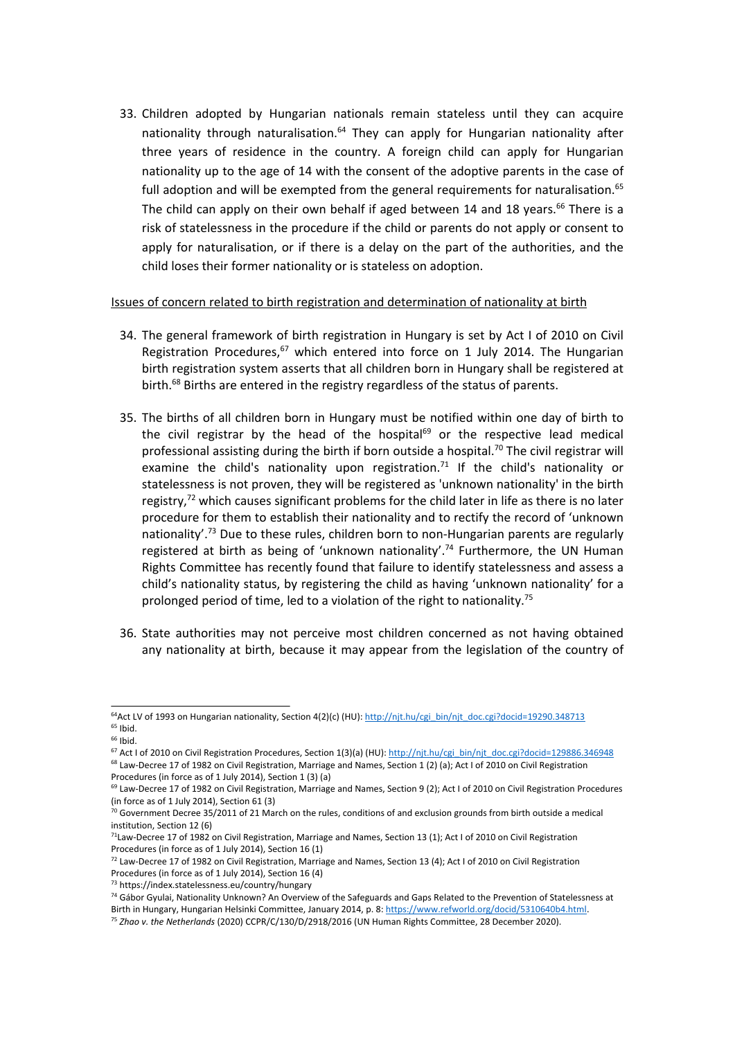33. Children adopted by Hungarian nationals remain stateless until they can acquire nationality through naturalisation.[64] They can apply for Hungarian nationality after three years of residence in the country. A foreign child can apply for Hungarian nationality up to the age of 14 with the consent of the adoptive parents in the case of full adoption and will be exempted from the general requirements for naturalisation.[65] The child can apply on their own behalf if aged between 14 and 18 years.[66] There is a risk of statelessness in the procedure if the child or parents do not apply or consent to apply for naturalisation, or if there is a delay on the part of the authorities, and the child loses their former nationality or is stateless on adoption.

<u>Issues of concern related to birth registration and determination of nationality at birth</u>

34. The general framework of birth registration in Hungary is set by Act I of 2010 on Civil Registration Procedures,[67] which entered into force on 1 July 2014. The Hungarian birth registration system asserts that all children born in Hungary shall be registered at birth.[68] Births are entered in the registry regardless of the status of parents.

35. The births of all children born in Hungary must be notified within one day of birth to the civil registrar by the head of the hospital[69] or the respective lead medical professional assisting during the birth if born outside a hospital.[70] The civil registrar will examine the child's nationality upon registration.[71] If the child's nationality or statelessness is not proven, they will be registered as 'unknown nationality' in the birth registry,[72] which causes significant problems for the child later in life as there is no later procedure for them to establish their nationality and to rectify the record of 'unknown nationality'.[73] Due to these rules, children born to non-Hungarian parents are regularly registered at birth as being of 'unknown nationality'.[74] Furthermore, the UN Human Rights Committee has recently found that failure to identify statelessness and assess a child's nationality status, by registering the child as having 'unknown nationality' for a prolonged period of time, led to a violation of the right to nationality.[75]

36. State authorities may not perceive most children concerned as not having obtained any nationality at birth, because it may appear from the legislation of the country of

---

[64] Act LV of 1993 on Hungarian nationality, Section 4(2)(c) (HU): http://njt.hu/cgi_bin/njt_doc.cgi?docid=19290.348713

[65] Ibid.

[66] Ibid.

[67] Act I of 2010 on Civil Registration Procedures, Section 1(3)(a) (HU): http://njt.hu/cgi_bin/njt_doc.cgi?docid=129886.346948

[68] Law-Decree 17 of 1982 on Civil Registration, Marriage and Names, Section 1 (2) (a); Act I of 2010 on Civil Registration Procedures (in force as of 1 July 2014), Section 1 (3) (a)

[69] Law-Decree 17 of 1982 on Civil Registration, Marriage and Names, Section 9 (2); Act I of 2010 on Civil Registration Procedures (in force as of 1 July 2014), Section 61 (3)

[70] Government Decree 35/2011 of 21 March on the rules, conditions of and exclusion grounds from birth outside a medical institution, Section 12 (6)

[71] Law-Decree 17 of 1982 on Civil Registration, Marriage and Names, Section 13 (1); Act I of 2010 on Civil Registration Procedures (in force as of 1 July 2014), Section 16 (1)

[72] Law-Decree 17 of 1982 on Civil Registration, Marriage and Names, Section 13 (4); Act I of 2010 on Civil Registration Procedures (in force as of 1 July 2014), Section 16 (4)

[73] https://index.statelessness.eu/country/hungary

[74] Gábor Gyulai, Nationality Unknown? An Overview of the Safeguards and Gaps Related to the Prevention of Statelessness at Birth in Hungary, Hungarian Helsinki Committee, January 2014, p. 8: https://www.refworld.org/docid/5310640b4.html.

[75] *Zhao v. the Netherlands* (2020) CCPR/C/130/D/2918/2016 (UN Human Rights Committee, 28 December 2020).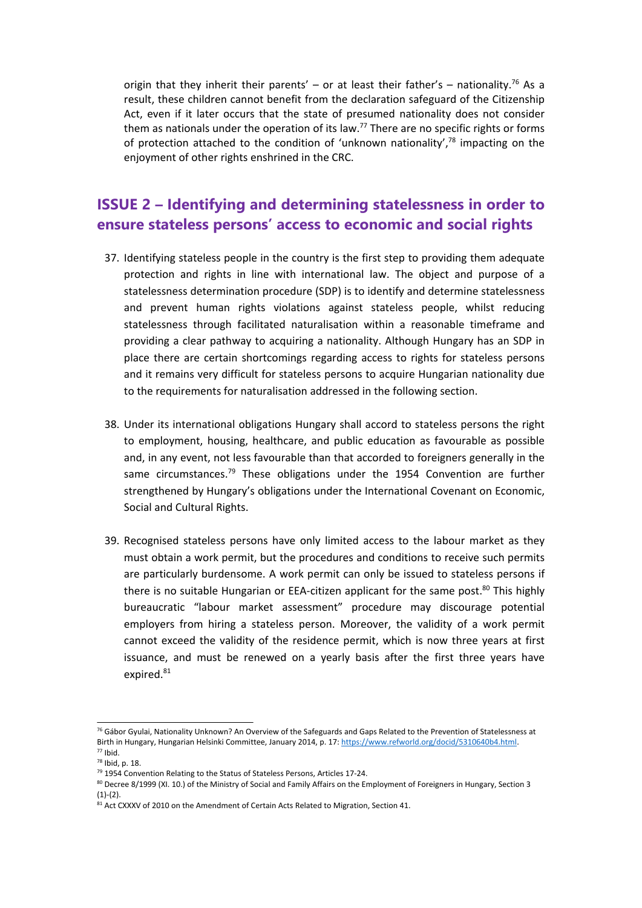origin that they inherit their parents' – or at least their father's – nationality.[76] As a result, these children cannot benefit from the declaration safeguard of the Citizenship Act, even if it later occurs that the state of presumed nationality does not consider them as nationals under the operation of its law.[77] There are no specific rights or forms of protection attached to the condition of 'unknown nationality',[78] impacting on the enjoyment of other rights enshrined in the CRC.

## ISSUE 2 – Identifying and determining statelessness in order to ensure stateless persons' access to economic and social rights

37. Identifying stateless people in the country is the first step to providing them adequate protection and rights in line with international law. The object and purpose of a statelessness determination procedure (SDP) is to identify and determine statelessness and prevent human rights violations against stateless people, whilst reducing statelessness through facilitated naturalisation within a reasonable timeframe and providing a clear pathway to acquiring a nationality. Although Hungary has an SDP in place there are certain shortcomings regarding access to rights for stateless persons and it remains very difficult for stateless persons to acquire Hungarian nationality due to the requirements for naturalisation addressed in the following section.

38. Under its international obligations Hungary shall accord to stateless persons the right to employment, housing, healthcare, and public education as favourable as possible and, in any event, not less favourable than that accorded to foreigners generally in the same circumstances.[79] These obligations under the 1954 Convention are further strengthened by Hungary's obligations under the International Covenant on Economic, Social and Cultural Rights.

39. Recognised stateless persons have only limited access to the labour market as they must obtain a work permit, but the procedures and conditions to receive such permits are particularly burdensome. A work permit can only be issued to stateless persons if there is no suitable Hungarian or EEA-citizen applicant for the same post.[80] This highly bureaucratic "labour market assessment" procedure may discourage potential employers from hiring a stateless person. Moreover, the validity of a work permit cannot exceed the validity of the residence permit, which is now three years at first issuance, and must be renewed on a yearly basis after the first three years have expired.[81]

---

[76] Gábor Gyulai, Nationality Unknown? An Overview of the Safeguards and Gaps Related to the Prevention of Statelessness at Birth in Hungary, Hungarian Helsinki Committee, January 2014, p. 17: https://www.refworld.org/docid/5310640b4.html.
[77] Ibid.
[78] Ibid, p. 18.
[79] 1954 Convention Relating to the Status of Stateless Persons, Articles 17-24.
[80] Decree 8/1999 (XI. 10.) of the Ministry of Social and Family Affairs on the Employment of Foreigners in Hungary, Section 3 (1)-(2).
[81] Act CXXXV of 2010 on the Amendment of Certain Acts Related to Migration, Section 41.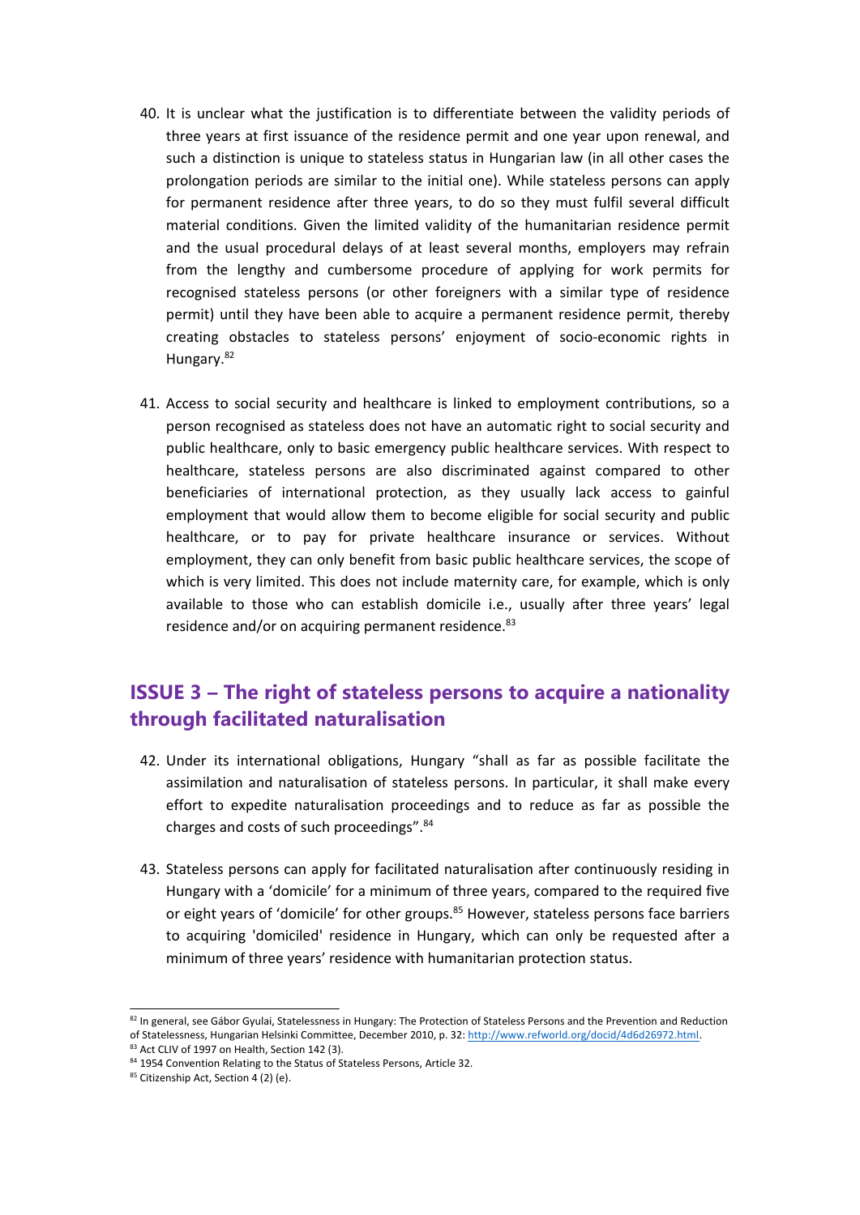40. It is unclear what the justification is to differentiate between the validity periods of three years at first issuance of the residence permit and one year upon renewal, and such a distinction is unique to stateless status in Hungarian law (in all other cases the prolongation periods are similar to the initial one). While stateless persons can apply for permanent residence after three years, to do so they must fulfil several difficult material conditions. Given the limited validity of the humanitarian residence permit and the usual procedural delays of at least several months, employers may refrain from the lengthy and cumbersome procedure of applying for work permits for recognised stateless persons (or other foreigners with a similar type of residence permit) until they have been able to acquire a permanent residence permit, thereby creating obstacles to stateless persons' enjoyment of socio-economic rights in Hungary.[82]

41. Access to social security and healthcare is linked to employment contributions, so a person recognised as stateless does not have an automatic right to social security and public healthcare, only to basic emergency public healthcare services. With respect to healthcare, stateless persons are also discriminated against compared to other beneficiaries of international protection, as they usually lack access to gainful employment that would allow them to become eligible for social security and public healthcare, or to pay for private healthcare insurance or services. Without employment, they can only benefit from basic public healthcare services, the scope of which is very limited. This does not include maternity care, for example, which is only available to those who can establish domicile i.e., usually after three years' legal residence and/or on acquiring permanent residence.[83]

## ISSUE 3 – The right of stateless persons to acquire a nationality through facilitated naturalisation

42. Under its international obligations, Hungary "shall as far as possible facilitate the assimilation and naturalisation of stateless persons. In particular, it shall make every effort to expedite naturalisation proceedings and to reduce as far as possible the charges and costs of such proceedings".[84]

43. Stateless persons can apply for facilitated naturalisation after continuously residing in Hungary with a 'domicile' for a minimum of three years, compared to the required five or eight years of 'domicile' for other groups.[85] However, stateless persons face barriers to acquiring 'domiciled' residence in Hungary, which can only be requested after a minimum of three years' residence with humanitarian protection status.

---

[82] In general, see Gábor Gyulai, Statelessness in Hungary: The Protection of Stateless Persons and the Prevention and Reduction of Statelessness, Hungarian Helsinki Committee, December 2010, p. 32: http://www.refworld.org/docid/4d6d26972.html.

[83] Act CLIV of 1997 on Health, Section 142 (3).

[84] 1954 Convention Relating to the Status of Stateless Persons, Article 32.

[85] Citizenship Act, Section 4 (2) (e).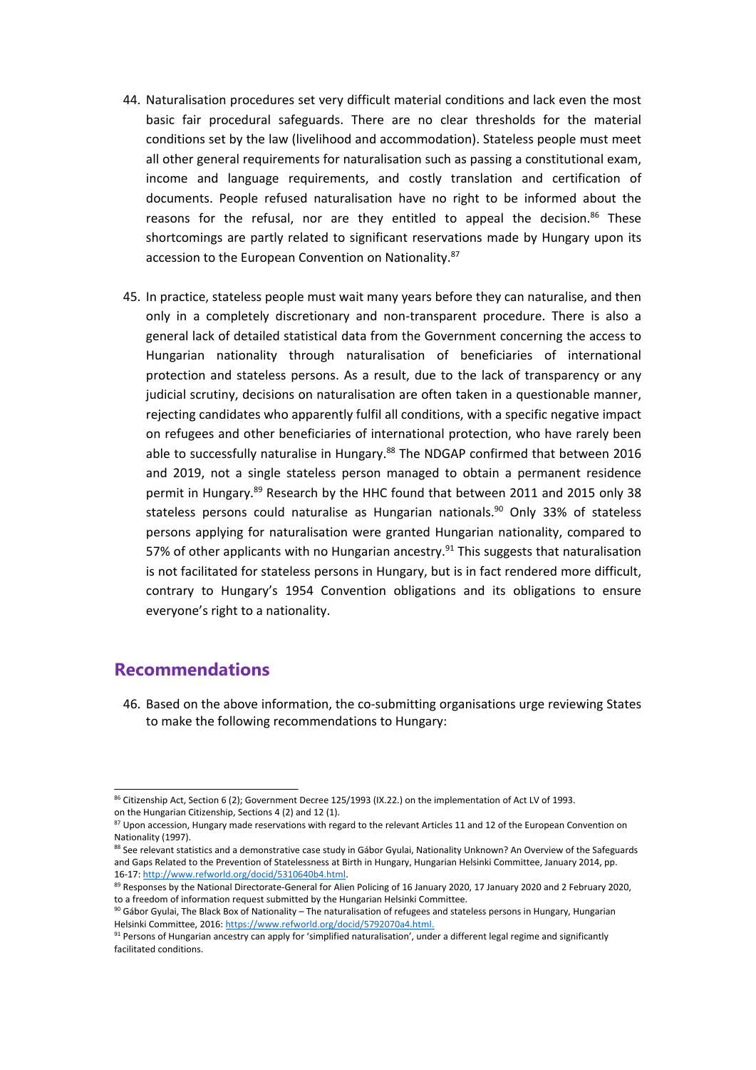44. Naturalisation procedures set very difficult material conditions and lack even the most basic fair procedural safeguards. There are no clear thresholds for the material conditions set by the law (livelihood and accommodation). Stateless people must meet all other general requirements for naturalisation such as passing a constitutional exam, income and language requirements, and costly translation and certification of documents. People refused naturalisation have no right to be informed about the reasons for the refusal, nor are they entitled to appeal the decision.[86] These shortcomings are partly related to significant reservations made by Hungary upon its accession to the European Convention on Nationality.[87]

45. In practice, stateless people must wait many years before they can naturalise, and then only in a completely discretionary and non-transparent procedure. There is also a general lack of detailed statistical data from the Government concerning the access to Hungarian nationality through naturalisation of beneficiaries of international protection and stateless persons. As a result, due to the lack of transparency or any judicial scrutiny, decisions on naturalisation are often taken in a questionable manner, rejecting candidates who apparently fulfil all conditions, with a specific negative impact on refugees and other beneficiaries of international protection, who have rarely been able to successfully naturalise in Hungary.[88] The NDGAP confirmed that between 2016 and 2019, not a single stateless person managed to obtain a permanent residence permit in Hungary.[89] Research by the HHC found that between 2011 and 2015 only 38 stateless persons could naturalise as Hungarian nationals.[90] Only 33% of stateless persons applying for naturalisation were granted Hungarian nationality, compared to 57% of other applicants with no Hungarian ancestry.[91] This suggests that naturalisation is not facilitated for stateless persons in Hungary, but is in fact rendered more difficult, contrary to Hungary's 1954 Convention obligations and its obligations to ensure everyone's right to a nationality.

## Recommendations

46. Based on the above information, the co-submitting organisations urge reviewing States to make the following recommendations to Hungary:

---

[86] Citizenship Act, Section 6 (2); Government Decree 125/1993 (IX.22.) on the implementation of Act LV of 1993. on the Hungarian Citizenship, Sections 4 (2) and 12 (1).

[87] Upon accession, Hungary made reservations with regard to the relevant Articles 11 and 12 of the European Convention on Nationality (1997).

[88] See relevant statistics and a demonstrative case study in Gábor Gyulai, Nationality Unknown? An Overview of the Safeguards and Gaps Related to the Prevention of Statelessness at Birth in Hungary, Hungarian Helsinki Committee, January 2014, pp. 16-17: http://www.refworld.org/docid/5310640b4.html.

[89] Responses by the National Directorate-General for Alien Policing of 16 January 2020, 17 January 2020 and 2 February 2020, to a freedom of information request submitted by the Hungarian Helsinki Committee.

[90] Gábor Gyulai, The Black Box of Nationality – The naturalisation of refugees and stateless persons in Hungary, Hungarian Helsinki Committee, 2016: https://www.refworld.org/docid/5792070a4.html.

[91] Persons of Hungarian ancestry can apply for 'simplified naturalisation', under a different legal regime and significantly facilitated conditions.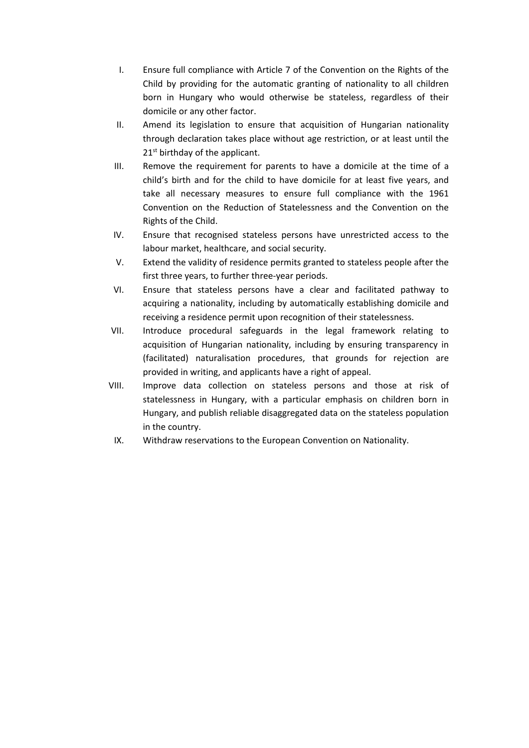I. Ensure full compliance with Article 7 of the Convention on the Rights of the Child by providing for the automatic granting of nationality to all children born in Hungary who would otherwise be stateless, regardless of their domicile or any other factor.

II. Amend its legislation to ensure that acquisition of Hungarian nationality through declaration takes place without age restriction, or at least until the 21st birthday of the applicant.

III. Remove the requirement for parents to have a domicile at the time of a child's birth and for the child to have domicile for at least five years, and take all necessary measures to ensure full compliance with the 1961 Convention on the Reduction of Statelessness and the Convention on the Rights of the Child.

IV. Ensure that recognised stateless persons have unrestricted access to the labour market, healthcare, and social security.

V. Extend the validity of residence permits granted to stateless people after the first three years, to further three-year periods.

VI. Ensure that stateless persons have a clear and facilitated pathway to acquiring a nationality, including by automatically establishing domicile and receiving a residence permit upon recognition of their statelessness.

VII. Introduce procedural safeguards in the legal framework relating to acquisition of Hungarian nationality, including by ensuring transparency in (facilitated) naturalisation procedures, that grounds for rejection are provided in writing, and applicants have a right of appeal.

VIII. Improve data collection on stateless persons and those at risk of statelessness in Hungary, with a particular emphasis on children born in Hungary, and publish reliable disaggregated data on the stateless population in the country.

IX. Withdraw reservations to the European Convention on Nationality.